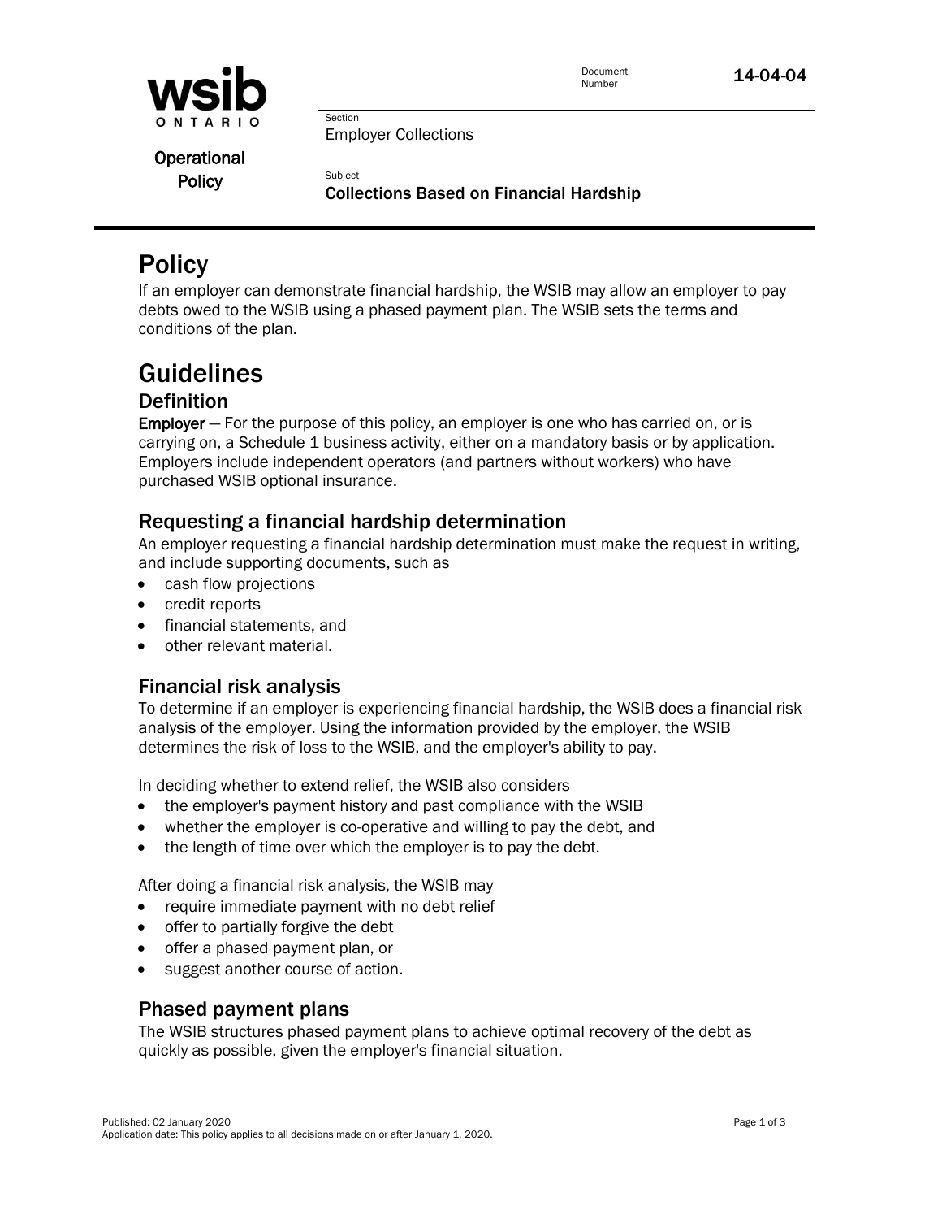Document Number 14-04-04

Operational Policy

Section
Employer Collections

Subject
**Collections Based on Financial Hardship**

# Policy

If an employer can demonstrate financial hardship, the WSIB may allow an employer to pay debts owed to the WSIB using a phased payment plan. The WSIB sets the terms and conditions of the plan.

# Guidelines

## Definition

**Employer** — For the purpose of this policy, an employer is one who has carried on, or is carrying on, a Schedule 1 business activity, either on a mandatory basis or by application. Employers include independent operators (and partners without workers) who have purchased WSIB optional insurance.

## Requesting a financial hardship determination

An employer requesting a financial hardship determination must make the request in writing, and include supporting documents, such as

- cash flow projections
- credit reports
- financial statements, and
- other relevant material.

## Financial risk analysis

To determine if an employer is experiencing financial hardship, the WSIB does a financial risk analysis of the employer. Using the information provided by the employer, the WSIB determines the risk of loss to the WSIB, and the employer's ability to pay.

In deciding whether to extend relief, the WSIB also considers

- the employer's payment history and past compliance with the WSIB
- whether the employer is co-operative and willing to pay the debt, and
- the length of time over which the employer is to pay the debt.

After doing a financial risk analysis, the WSIB may

- require immediate payment with no debt relief
- offer to partially forgive the debt
- offer a phased payment plan, or
- suggest another course of action.

## Phased payment plans

The WSIB structures phased payment plans to achieve optimal recovery of the debt as quickly as possible, given the employer's financial situation.

Published: 02 January 2020
Application date: This policy applies to all decisions made on or after January 1, 2020.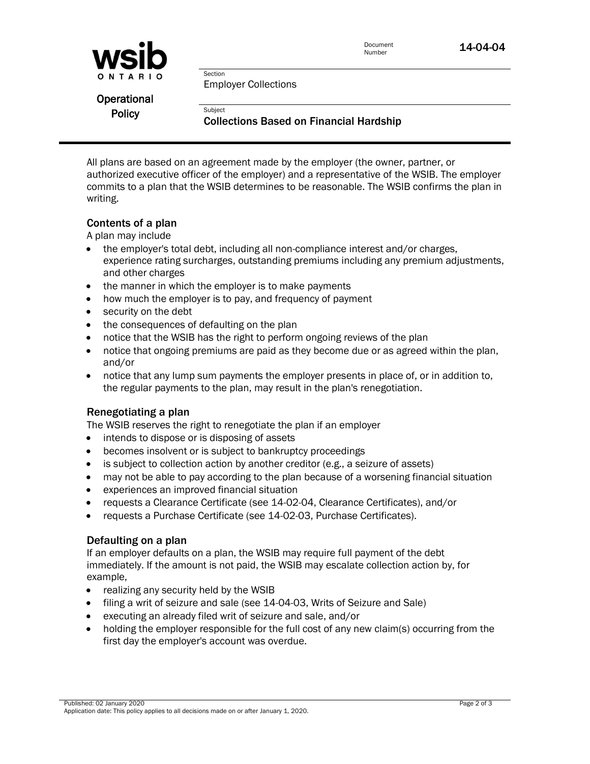All plans are based on an agreement made by the employer (the owner, partner, or authorized executive officer of the employer) and a representative of the WSIB. The employer commits to a plan that the WSIB determines to be reasonable. The WSIB confirms the plan in writing.

### Contents of a plan

A plan may include

- the employer's total debt, including all non-compliance interest and/or charges, experience rating surcharges, outstanding premiums including any premium adjustments, and other charges
- the manner in which the employer is to make payments
- how much the employer is to pay, and frequency of payment
- security on the debt
- the consequences of defaulting on the plan
- notice that the WSIB has the right to perform ongoing reviews of the plan
- notice that ongoing premiums are paid as they become due or as agreed within the plan, and/or
- notice that any lump sum payments the employer presents in place of, or in addition to, the regular payments to the plan, may result in the plan's renegotiation.

### Renegotiating a plan

The WSIB reserves the right to renegotiate the plan if an employer

- intends to dispose or is disposing of assets
- becomes insolvent or is subject to bankruptcy proceedings
- is subject to collection action by another creditor (e.g., a seizure of assets)
- may not be able to pay according to the plan because of a worsening financial situation
- experiences an improved financial situation
- requests a Clearance Certificate (see 14-02-04, Clearance Certificates), and/or
- requests a Purchase Certificate (see 14-02-03, Purchase Certificates).

### Defaulting on a plan

If an employer defaults on a plan, the WSIB may require full payment of the debt immediately. If the amount is not paid, the WSIB may escalate collection action by, for example,

- realizing any security held by the WSIB
- filing a writ of seizure and sale (see 14-04-03, Writs of Seizure and Sale)
- executing an already filed writ of seizure and sale, and/or
- holding the employer responsible for the full cost of any new claim(s) occurring from the first day the employer's account was overdue.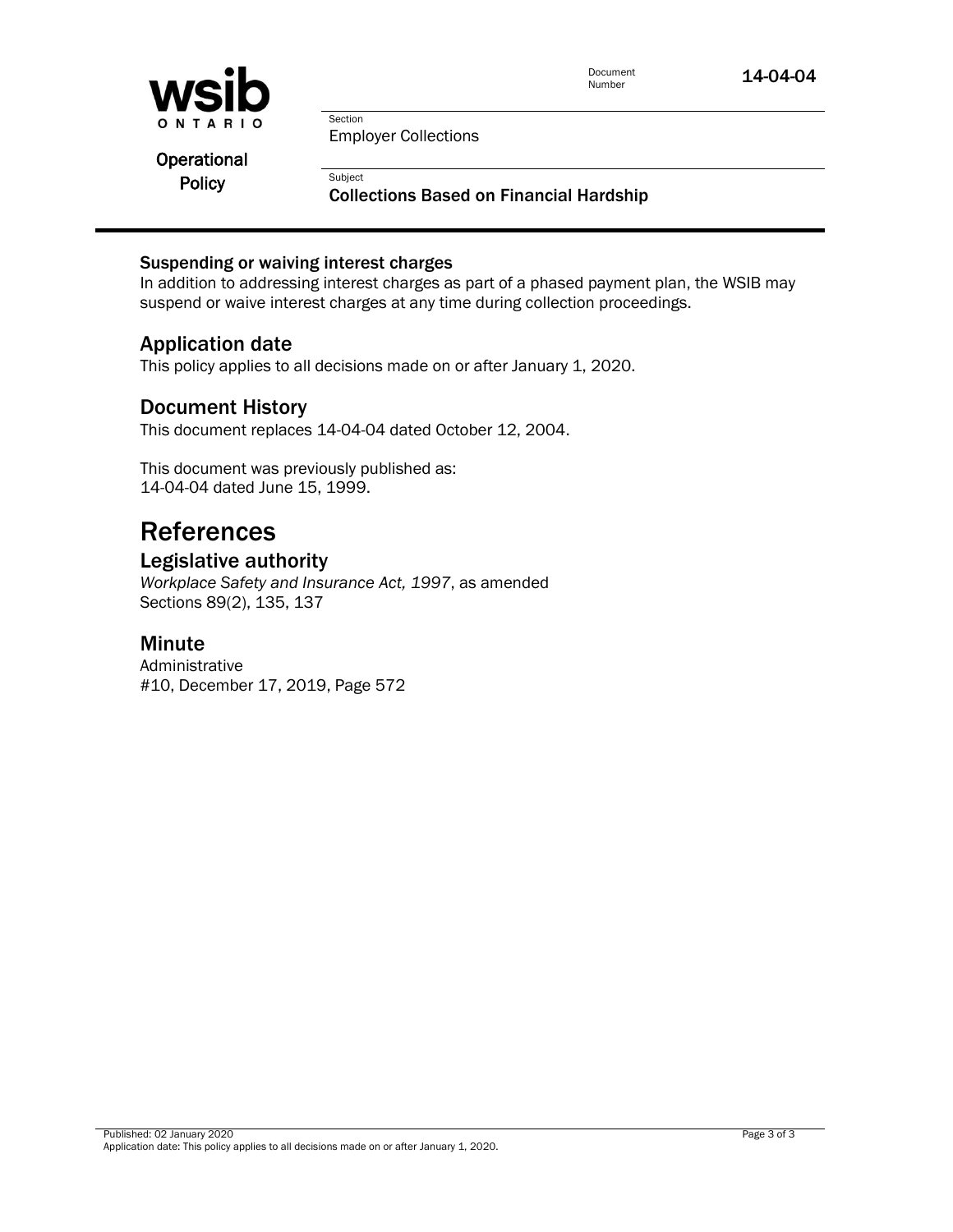### Suspending or waiving interest charges

In addition to addressing interest charges as part of a phased payment plan, the WSIB may suspend or waive interest charges at any time during collection proceedings.

## Application date

This policy applies to all decisions made on or after January 1, 2020.

## Document History

This document replaces 14-04-04 dated October 12, 2004.

This document was previously published as:
14-04-04 dated June 15, 1999.

# References

## Legislative authority

*Workplace Safety and Insurance Act, 1997*, as amended
Sections 89(2), 135, 137

## Minute

Administrative
#10, December 17, 2019, Page 572